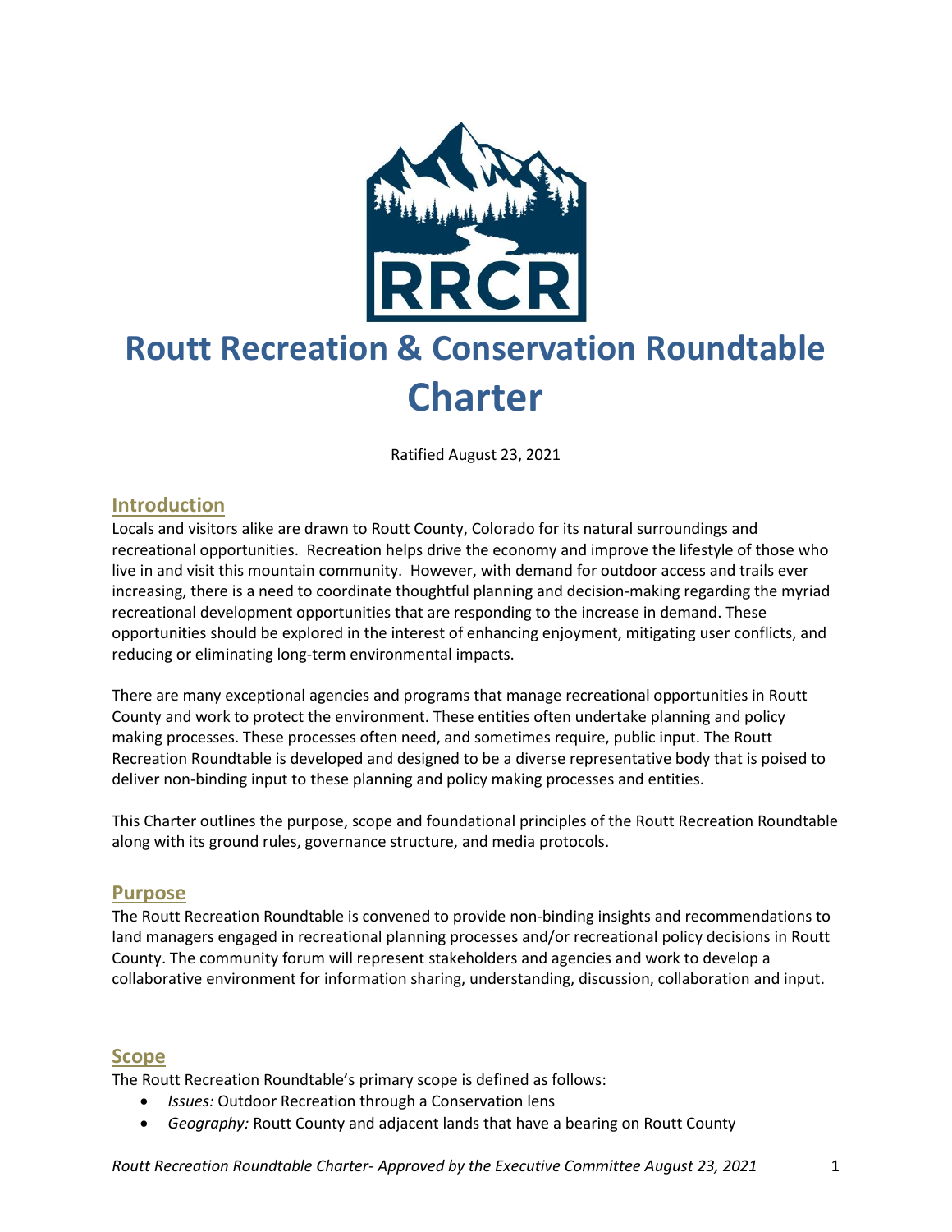# Routt Recreation & Conservation Roundtable Charter

Ratified August 23, 2021

## Introduction

Locals and visitors alike are drawn to Routt County, Colorado for its natural surroundings and recreational opportunities. Recreation helps drive the economy and improve the lifestyle of those who live in and visit this mountain community. However, with demand for outdoor access and trails ever increasing, there is a need to coordinate thoughtful planning and decision-making regarding the myriad recreational development opportunities that are responding to the increase in demand. These opportunities should be explored in the interest of enhancing enjoyment, mitigating user conflicts, and reducing or eliminating long-term environmental impacts.

There are many exceptional agencies and programs that manage recreational opportunities in Routt County and work to protect the environment. These entities often undertake planning and policy making processes. These processes often need, and sometimes require, public input. The Routt Recreation Roundtable is developed and designed to be a diverse representative body that is poised to deliver non-binding input to these planning and policy making processes and entities.

This Charter outlines the purpose, scope and foundational principles of the Routt Recreation Roundtable along with its ground rules, governance structure, and media protocols.

## Purpose

The Routt Recreation Roundtable is convened to provide non-binding insights and recommendations to land managers engaged in recreational planning processes and/or recreational policy decisions in Routt County. The community forum will represent stakeholders and agencies and work to develop a collaborative environment for information sharing, understanding, discussion, collaboration and input.

## Scope

The Routt Recreation Roundtable's primary scope is defined as follows:

- *Issues:* Outdoor Recreation through a Conservation lens
- *Geography:* Routt County and adjacent lands that have a bearing on Routt County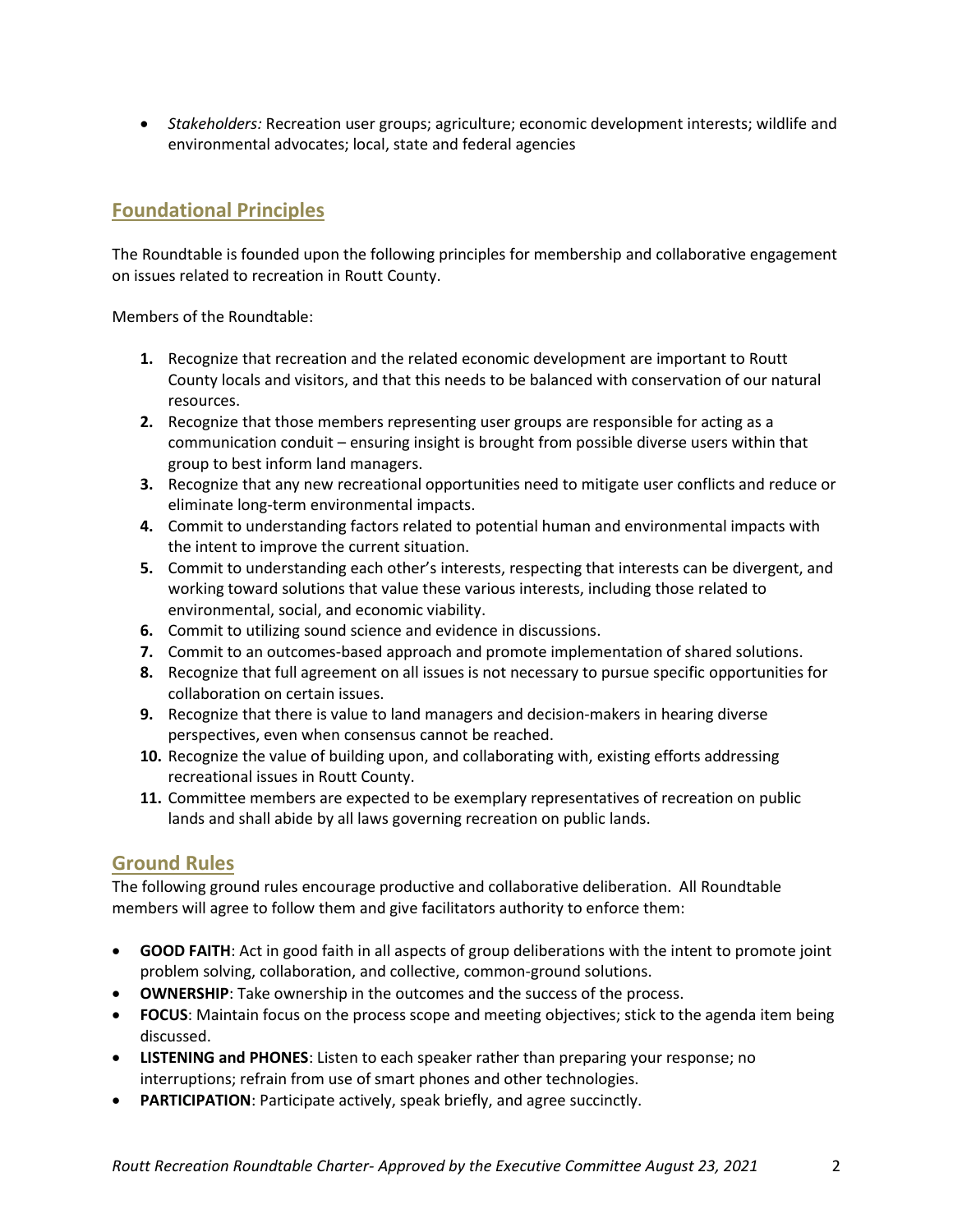- *Stakeholders:* Recreation user groups; agriculture; economic development interests; wildlife and environmental advocates; local, state and federal agencies

## Foundational Principles

The Roundtable is founded upon the following principles for membership and collaborative engagement on issues related to recreation in Routt County.

Members of the Roundtable:

1. Recognize that recreation and the related economic development are important to Routt County locals and visitors, and that this needs to be balanced with conservation of our natural resources.
2. Recognize that those members representing user groups are responsible for acting as a communication conduit – ensuring insight is brought from possible diverse users within that group to best inform land managers.
3. Recognize that any new recreational opportunities need to mitigate user conflicts and reduce or eliminate long-term environmental impacts.
4. Commit to understanding factors related to potential human and environmental impacts with the intent to improve the current situation.
5. Commit to understanding each other's interests, respecting that interests can be divergent, and working toward solutions that value these various interests, including those related to environmental, social, and economic viability.
6. Commit to utilizing sound science and evidence in discussions.
7. Commit to an outcomes-based approach and promote implementation of shared solutions.
8. Recognize that full agreement on all issues is not necessary to pursue specific opportunities for collaboration on certain issues.
9. Recognize that there is value to land managers and decision-makers in hearing diverse perspectives, even when consensus cannot be reached.
10. Recognize the value of building upon, and collaborating with, existing efforts addressing recreational issues in Routt County.
11. Committee members are expected to be exemplary representatives of recreation on public lands and shall abide by all laws governing recreation on public lands.

## Ground Rules

The following ground rules encourage productive and collaborative deliberation. All Roundtable members will agree to follow them and give facilitators authority to enforce them:

- **GOOD FAITH**: Act in good faith in all aspects of group deliberations with the intent to promote joint problem solving, collaboration, and collective, common-ground solutions.
- **OWNERSHIP**: Take ownership in the outcomes and the success of the process.
- **FOCUS**: Maintain focus on the process scope and meeting objectives; stick to the agenda item being discussed.
- **LISTENING and PHONES**: Listen to each speaker rather than preparing your response; no interruptions; refrain from use of smart phones and other technologies.
- **PARTICIPATION**: Participate actively, speak briefly, and agree succinctly.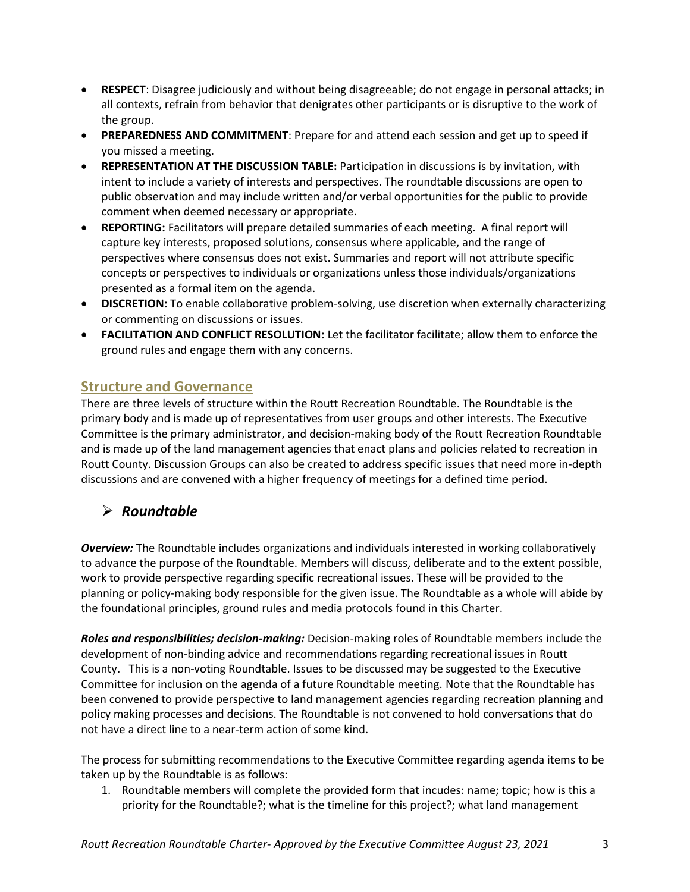- **RESPECT**: Disagree judiciously and without being disagreeable; do not engage in personal attacks; in all contexts, refrain from behavior that denigrates other participants or is disruptive to the work of the group.
- **PREPAREDNESS AND COMMITMENT**: Prepare for and attend each session and get up to speed if you missed a meeting.
- **REPRESENTATION AT THE DISCUSSION TABLE:** Participation in discussions is by invitation, with intent to include a variety of interests and perspectives. The roundtable discussions are open to public observation and may include written and/or verbal opportunities for the public to provide comment when deemed necessary or appropriate.
- **REPORTING:** Facilitators will prepare detailed summaries of each meeting. A final report will capture key interests, proposed solutions, consensus where applicable, and the range of perspectives where consensus does not exist. Summaries and report will not attribute specific concepts or perspectives to individuals or organizations unless those individuals/organizations presented as a formal item on the agenda.
- **DISCRETION:** To enable collaborative problem-solving, use discretion when externally characterizing or commenting on discussions or issues.
- **FACILITATION AND CONFLICT RESOLUTION:** Let the facilitator facilitate; allow them to enforce the ground rules and engage them with any concerns.

## Structure and Governance

There are three levels of structure within the Routt Recreation Roundtable. The Roundtable is the primary body and is made up of representatives from user groups and other interests. The Executive Committee is the primary administrator, and decision-making body of the Routt Recreation Roundtable and is made up of the land management agencies that enact plans and policies related to recreation in Routt County. Discussion Groups can also be created to address specific issues that need more in-depth discussions and are convened with a higher frequency of meetings for a defined time period.

### ➢ *Roundtable*

***Overview:*** The Roundtable includes organizations and individuals interested in working collaboratively to advance the purpose of the Roundtable. Members will discuss, deliberate and to the extent possible, work to provide perspective regarding specific recreational issues. These will be provided to the planning or policy-making body responsible for the given issue. The Roundtable as a whole will abide by the foundational principles, ground rules and media protocols found in this Charter.

***Roles and responsibilities; decision-making:*** Decision-making roles of Roundtable members include the development of non-binding advice and recommendations regarding recreational issues in Routt County. This is a non-voting Roundtable. Issues to be discussed may be suggested to the Executive Committee for inclusion on the agenda of a future Roundtable meeting. Note that the Roundtable has been convened to provide perspective to land management agencies regarding recreation planning and policy making processes and decisions. The Roundtable is not convened to hold conversations that do not have a direct line to a near-term action of some kind.

The process for submitting recommendations to the Executive Committee regarding agenda items to be taken up by the Roundtable is as follows:

1. Roundtable members will complete the provided form that incudes: name; topic; how is this a priority for the Roundtable?; what is the timeline for this project?; what land management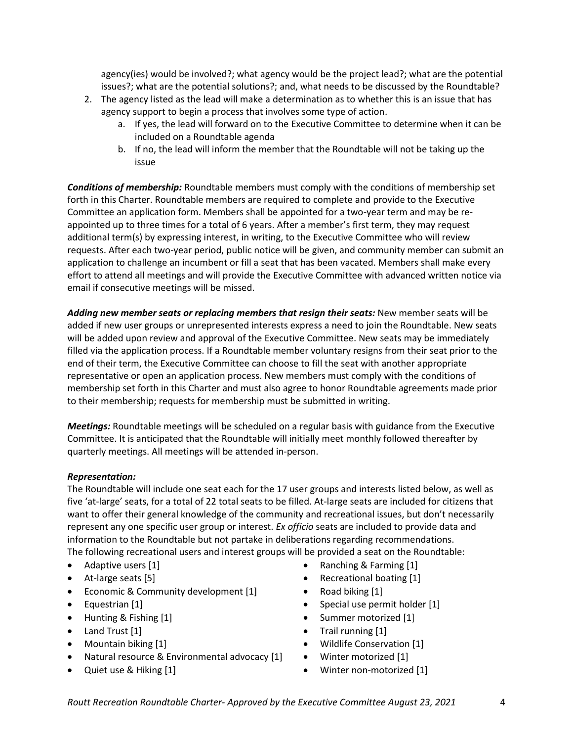agency(ies) would be involved?; what agency would be the project lead?; what are the potential issues?; what are the potential solutions?; and, what needs to be discussed by the Roundtable?

2. The agency listed as the lead will make a determination as to whether this is an issue that has agency support to begin a process that involves some type of action.
   a. If yes, the lead will forward on to the Executive Committee to determine when it can be included on a Roundtable agenda
   b. If no, the lead will inform the member that the Roundtable will not be taking up the issue

***Conditions of membership:*** Roundtable members must comply with the conditions of membership set forth in this Charter. Roundtable members are required to complete and provide to the Executive Committee an application form. Members shall be appointed for a two-year term and may be re-appointed up to three times for a total of 6 years. After a member's first term, they may request additional term(s) by expressing interest, in writing, to the Executive Committee who will review requests. After each two-year period, public notice will be given, and community member can submit an application to challenge an incumbent or fill a seat that has been vacated. Members shall make every effort to attend all meetings and will provide the Executive Committee with advanced written notice via email if consecutive meetings will be missed.

***Adding new member seats or replacing members that resign their seats:*** New member seats will be added if new user groups or unrepresented interests express a need to join the Roundtable. New seats will be added upon review and approval of the Executive Committee. New seats may be immediately filled via the application process. If a Roundtable member voluntary resigns from their seat prior to the end of their term, the Executive Committee can choose to fill the seat with another appropriate representative or open an application process. New members must comply with the conditions of membership set forth in this Charter and must also agree to honor Roundtable agreements made prior to their membership; requests for membership must be submitted in writing.

***Meetings:*** Roundtable meetings will be scheduled on a regular basis with guidance from the Executive Committee. It is anticipated that the Roundtable will initially meet monthly followed thereafter by quarterly meetings. All meetings will be attended in-person.

***Representation:***

The Roundtable will include one seat each for the 17 user groups and interests listed below, as well as five 'at-large' seats, for a total of 22 total seats to be filled. At-large seats are included for citizens that want to offer their general knowledge of the community and recreational issues, but don't necessarily represent any one specific user group or interest. *Ex officio* seats are included to provide data and information to the Roundtable but not partake in deliberations regarding recommendations.
The following recreational users and interest groups will be provided a seat on the Roundtable:

- Adaptive users [1]
- At-large seats [5]
- Economic & Community development [1]
- Equestrian [1]
- Hunting & Fishing [1]
- Land Trust [1]
- Mountain biking [1]
- Natural resource & Environmental advocacy [1]
- Quiet use & Hiking [1]
- Ranching & Farming [1]
- Recreational boating [1]
- Road biking [1]
- Special use permit holder [1]
- Summer motorized [1]
- Trail running [1]
- Wildlife Conservation [1]
- Winter motorized [1]
- Winter non-motorized [1]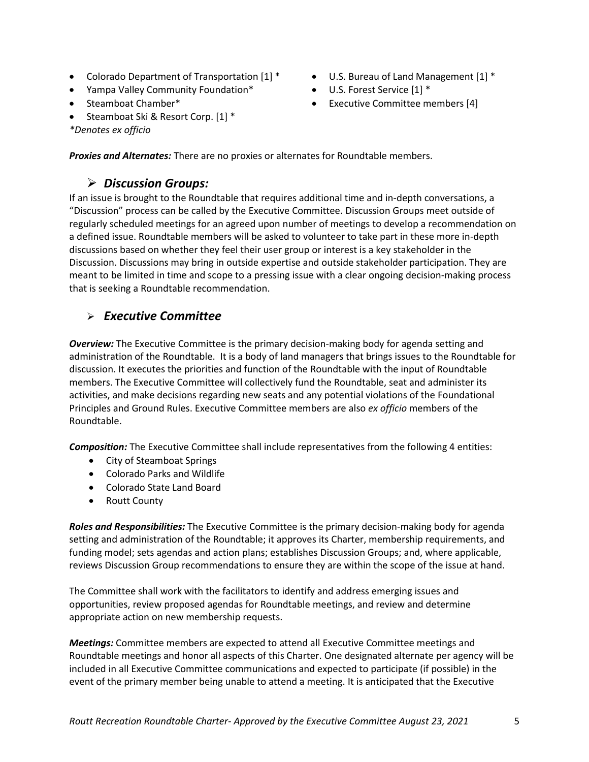- Colorado Department of Transportation [1] *
- Yampa Valley Community Foundation*
- Steamboat Chamber*
- Steamboat Ski & Resort Corp. [1] *
- U.S. Bureau of Land Management [1] *
- U.S. Forest Service [1] *
- Executive Committee members [4]

*\*Denotes ex officio*

***Proxies and Alternates:*** There are no proxies or alternates for Roundtable members.

## ➢ *Discussion Groups:*

If an issue is brought to the Roundtable that requires additional time and in-depth conversations, a "Discussion" process can be called by the Executive Committee. Discussion Groups meet outside of regularly scheduled meetings for an agreed upon number of meetings to develop a recommendation on a defined issue. Roundtable members will be asked to volunteer to take part in these more in-depth discussions based on whether they feel their user group or interest is a key stakeholder in the Discussion. Discussions may bring in outside expertise and outside stakeholder participation. They are meant to be limited in time and scope to a pressing issue with a clear ongoing decision-making process that is seeking a Roundtable recommendation.

## ➢ *Executive Committee*

***Overview:*** The Executive Committee is the primary decision-making body for agenda setting and administration of the Roundtable. It is a body of land managers that brings issues to the Roundtable for discussion. It executes the priorities and function of the Roundtable with the input of Roundtable members. The Executive Committee will collectively fund the Roundtable, seat and administer its activities, and make decisions regarding new seats and any potential violations of the Foundational Principles and Ground Rules. Executive Committee members are also *ex officio* members of the Roundtable.

***Composition:*** The Executive Committee shall include representatives from the following 4 entities:

- City of Steamboat Springs
- Colorado Parks and Wildlife
- Colorado State Land Board
- Routt County

***Roles and Responsibilities:*** The Executive Committee is the primary decision-making body for agenda setting and administration of the Roundtable; it approves its Charter, membership requirements, and funding model; sets agendas and action plans; establishes Discussion Groups; and, where applicable, reviews Discussion Group recommendations to ensure they are within the scope of the issue at hand.

The Committee shall work with the facilitators to identify and address emerging issues and opportunities, review proposed agendas for Roundtable meetings, and review and determine appropriate action on new membership requests.

***Meetings:*** Committee members are expected to attend all Executive Committee meetings and Roundtable meetings and honor all aspects of this Charter. One designated alternate per agency will be included in all Executive Committee communications and expected to participate (if possible) in the event of the primary member being unable to attend a meeting. It is anticipated that the Executive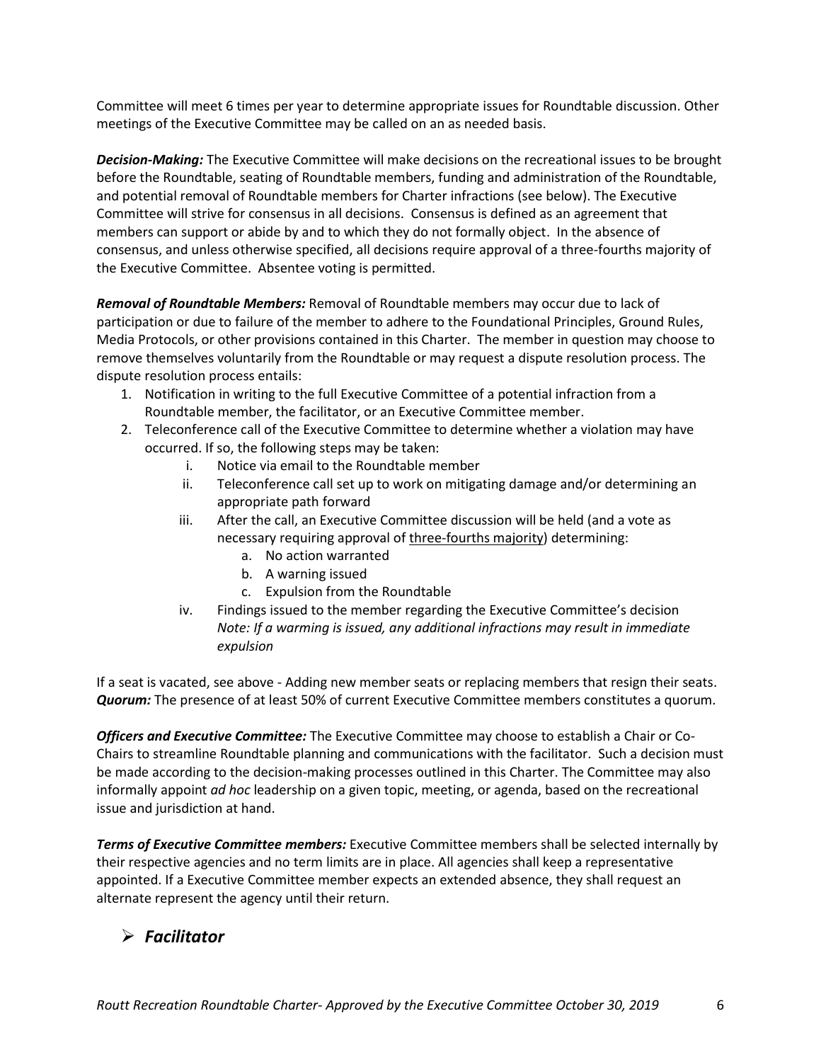Committee will meet 6 times per year to determine appropriate issues for Roundtable discussion. Other meetings of the Executive Committee may be called on an as needed basis.

***Decision-Making:*** The Executive Committee will make decisions on the recreational issues to be brought before the Roundtable, seating of Roundtable members, funding and administration of the Roundtable, and potential removal of Roundtable members for Charter infractions (see below). The Executive Committee will strive for consensus in all decisions. Consensus is defined as an agreement that members can support or abide by and to which they do not formally object. In the absence of consensus, and unless otherwise specified, all decisions require approval of a three-fourths majority of the Executive Committee. Absentee voting is permitted.

***Removal of Roundtable Members:*** Removal of Roundtable members may occur due to lack of participation or due to failure of the member to adhere to the Foundational Principles, Ground Rules, Media Protocols, or other provisions contained in this Charter. The member in question may choose to remove themselves voluntarily from the Roundtable or may request a dispute resolution process. The dispute resolution process entails:

1. Notification in writing to the full Executive Committee of a potential infraction from a Roundtable member, the facilitator, or an Executive Committee member.
2. Teleconference call of the Executive Committee to determine whether a violation may have occurred. If so, the following steps may be taken:
    i. Notice via email to the Roundtable member
    ii. Teleconference call set up to work on mitigating damage and/or determining an appropriate path forward
    iii. After the call, an Executive Committee discussion will be held (and a vote as necessary requiring approval of <u>three-fourths majority</u>) determining:
        a. No action warranted
        b. A warning issued
        c. Expulsion from the Roundtable
    iv. Findings issued to the member regarding the Executive Committee's decision
    *Note: If a warming is issued, any additional infractions may result in immediate expulsion*

If a seat is vacated, see above - Adding new member seats or replacing members that resign their seats.
***Quorum:*** The presence of at least 50% of current Executive Committee members constitutes a quorum.

***Officers and Executive Committee:*** The Executive Committee may choose to establish a Chair or Co-Chairs to streamline Roundtable planning and communications with the facilitator. Such a decision must be made according to the decision-making processes outlined in this Charter. The Committee may also informally appoint *ad hoc* leadership on a given topic, meeting, or agenda, based on the recreational issue and jurisdiction at hand.

***Terms of Executive Committee members:*** Executive Committee members shall be selected internally by their respective agencies and no term limits are in place. All agencies shall keep a representative appointed. If a Executive Committee member expects an extended absence, they shall request an alternate represent the agency until their return.

## ➢ *Facilitator*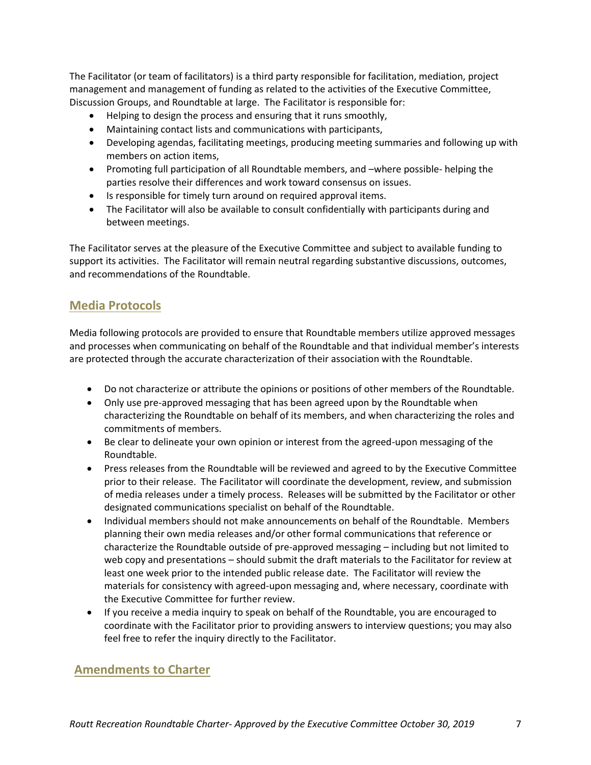The Facilitator (or team of facilitators) is a third party responsible for facilitation, mediation, project management and management of funding as related to the activities of the Executive Committee, Discussion Groups, and Roundtable at large. The Facilitator is responsible for:

- Helping to design the process and ensuring that it runs smoothly,
- Maintaining contact lists and communications with participants,
- Developing agendas, facilitating meetings, producing meeting summaries and following up with members on action items,
- Promoting full participation of all Roundtable members, and –where possible- helping the parties resolve their differences and work toward consensus on issues.
- Is responsible for timely turn around on required approval items.
- The Facilitator will also be available to consult confidentially with participants during and between meetings.

The Facilitator serves at the pleasure of the Executive Committee and subject to available funding to support its activities. The Facilitator will remain neutral regarding substantive discussions, outcomes, and recommendations of the Roundtable.

## Media Protocols

Media following protocols are provided to ensure that Roundtable members utilize approved messages and processes when communicating on behalf of the Roundtable and that individual member's interests are protected through the accurate characterization of their association with the Roundtable.

- Do not characterize or attribute the opinions or positions of other members of the Roundtable.
- Only use pre-approved messaging that has been agreed upon by the Roundtable when characterizing the Roundtable on behalf of its members, and when characterizing the roles and commitments of members.
- Be clear to delineate your own opinion or interest from the agreed-upon messaging of the Roundtable.
- Press releases from the Roundtable will be reviewed and agreed to by the Executive Committee prior to their release. The Facilitator will coordinate the development, review, and submission of media releases under a timely process. Releases will be submitted by the Facilitator or other designated communications specialist on behalf of the Roundtable.
- Individual members should not make announcements on behalf of the Roundtable. Members planning their own media releases and/or other formal communications that reference or characterize the Roundtable outside of pre-approved messaging – including but not limited to web copy and presentations – should submit the draft materials to the Facilitator for review at least one week prior to the intended public release date. The Facilitator will review the materials for consistency with agreed-upon messaging and, where necessary, coordinate with the Executive Committee for further review.
- If you receive a media inquiry to speak on behalf of the Roundtable, you are encouraged to coordinate with the Facilitator prior to providing answers to interview questions; you may also feel free to refer the inquiry directly to the Facilitator.

## Amendments to Charter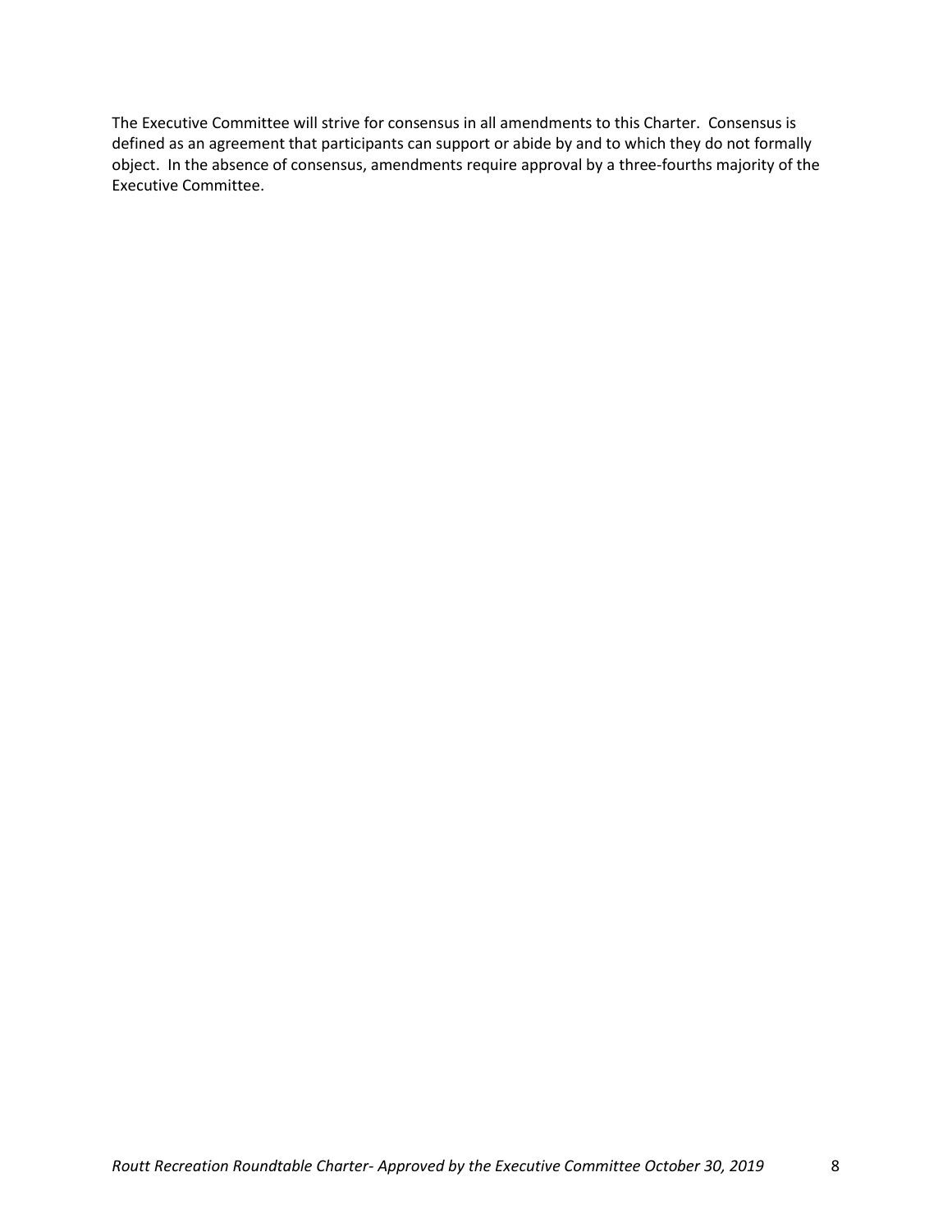The Executive Committee will strive for consensus in all amendments to this Charter. Consensus is defined as an agreement that participants can support or abide by and to which they do not formally object. In the absence of consensus, amendments require approval by a three-fourths majority of the Executive Committee.